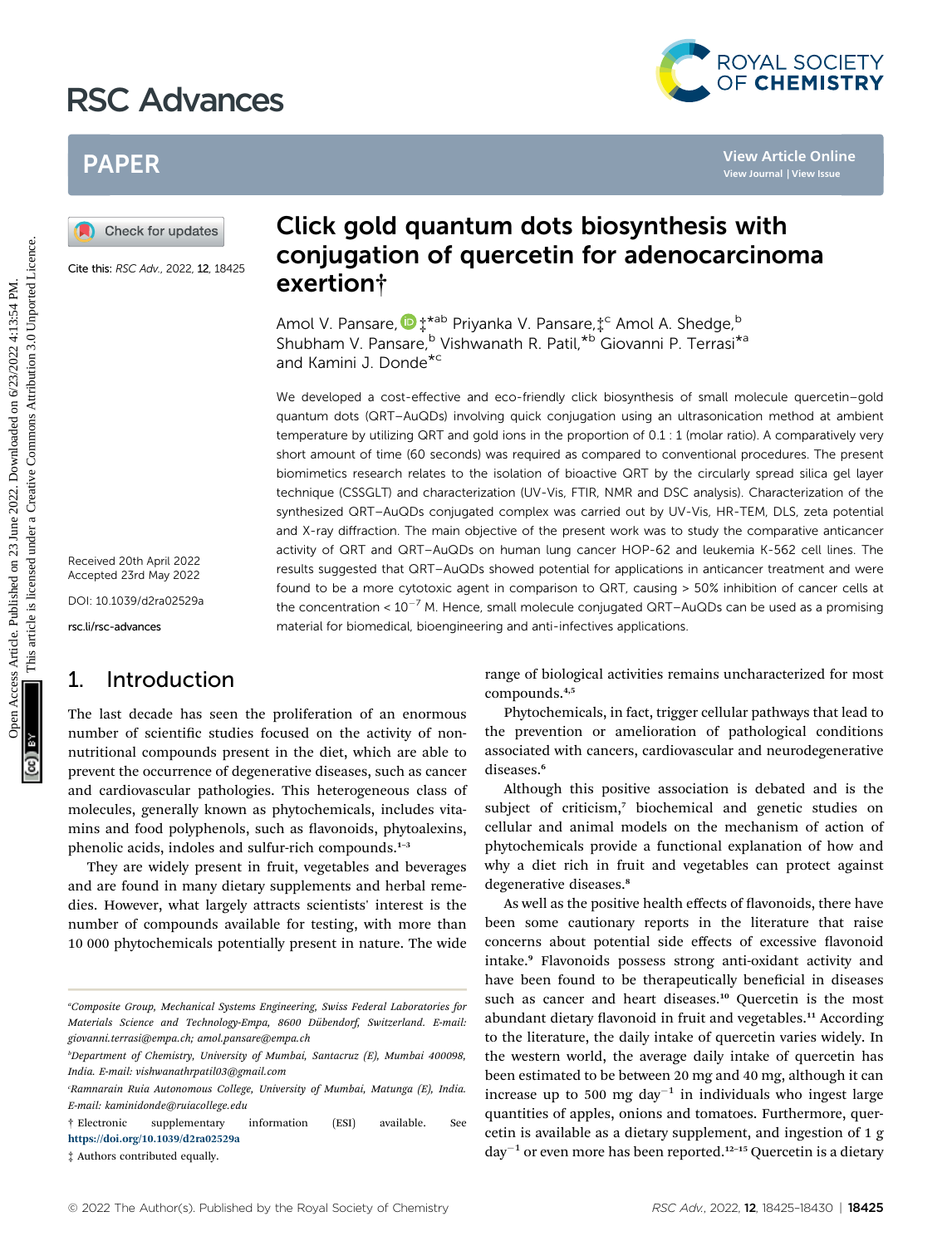# Click gold quantum dots biosynthesis with conjugation of quercetin for adenocarcinoma exertion†

Amol V. Pansare, ‡*[ab] Priyanka V. Pansare,‡[c] Amol A. Shedge,[b] Shubham V. Pansare,[b] Vishwanath R. Patil,*[b] Giovanni P. Terrasi*[a] and Kamini J. Donde*[c]

Cite this: RSC Adv., 2022, 12, 18425

Received 20th April 2022
Accepted 23rd May 2022

DOI: 10.1039/d2ra02529a

rsc.li/rsc-advances

We developed a cost-effective and eco-friendly click biosynthesis of small molecule quercetin–gold quantum dots (QRT–AuQDs) involving quick conjugation using an ultrasonication method at ambient temperature by utilizing QRT and gold ions in the proportion of 0.1 : 1 (molar ratio). A comparatively very short amount of time (60 seconds) was required as compared to conventional procedures. The present biomimetics research relates to the isolation of bioactive QRT by the circularly spread silica gel layer technique (CSSGLT) and characterization (UV-Vis, FTIR, NMR and DSC analysis). Characterization of the synthesized QRT–AuQDs conjugated complex was carried out by UV-Vis, HR-TEM, DLS, zeta potential and X-ray diffraction. The main objective of the present work was to study the comparative anticancer activity of QRT and QRT–AuQDs on human lung cancer HOP-62 and leukemia K-562 cell lines. The results suggested that QRT–AuQDs showed potential for applications in anticancer treatment and were found to be a more cytotoxic agent in comparison to QRT, causing > 50% inhibition of cancer cells at the concentration < $10^{-7}$ M. Hence, small molecule conjugated QRT–AuQDs can be used as a promising material for biomedical, bioengineering and anti-infectives applications.

## 1. Introduction

The last decade has seen the proliferation of an enormous number of scientific studies focused on the activity of non-nutritional compounds present in the diet, which are able to prevent the occurrence of degenerative diseases, such as cancer and cardiovascular pathologies. This heterogeneous class of molecules, generally known as phytochemicals, includes vitamins and food polyphenols, such as flavonoids, phytoalexins, phenolic acids, indoles and sulfur-rich compounds.[1–3]

They are widely present in fruit, vegetables and beverages and are found in many dietary supplements and herbal remedies. However, what largely attracts scientists' interest is the number of compounds available for testing, with more than 10 000 phytochemicals potentially present in nature. The wide range of biological activities remains uncharacterized for most compounds.[4,5]

Phytochemicals, in fact, trigger cellular pathways that lead to the prevention or amelioration of pathological conditions associated with cancers, cardiovascular and neurodegenerative diseases.[6]

Although this positive association is debated and is the subject of criticism,[7] biochemical and genetic studies on cellular and animal models on the mechanism of action of phytochemicals provide a functional explanation of how and why a diet rich in fruit and vegetables can protect against degenerative diseases.[8]

As well as the positive health effects of flavonoids, there have been some cautionary reports in the literature that raise concerns about potential side effects of excessive flavonoid intake.[9] Flavonoids possess strong anti-oxidant activity and have been found to be therapeutically beneficial in diseases such as cancer and heart diseases.[10] Quercetin is the most abundant dietary flavonoid in fruit and vegetables.[11] According to the literature, the daily intake of quercetin varies widely. In the western world, the average daily intake of quercetin has been estimated to be between 20 mg and 40 mg, although it can increase up to 500 mg $day^{-1}$ in individuals who ingest large quantities of apples, onions and tomatoes. Furthermore, quercetin is available as a dietary supplement, and ingestion of 1 g $day^{-1}$ or even more has been reported.[12–15] Quercetin is a dietary

[a]Composite Group, Mechanical Systems Engineering, Swiss Federal Laboratories for Materials Science and Technology-Empa, 8600 Dübendorf, Switzerland. E-mail: giovanni.terrasi@empa.ch; amol.pansare@empa.ch

[b]Department of Chemistry, University of Mumbai, Santacruz (E), Mumbai 400098, India. E-mail: vishwanathrpatil03@gmail.com

[c]Ramnarain Ruia Autonomous College, University of Mumbai, Matunga (E), India. E-mail: kaminidonde@ruiacollege.edu

† Electronic supplementary information (ESI) available. See https://doi.org/10.1039/d2ra02529a

‡ Authors contributed equally.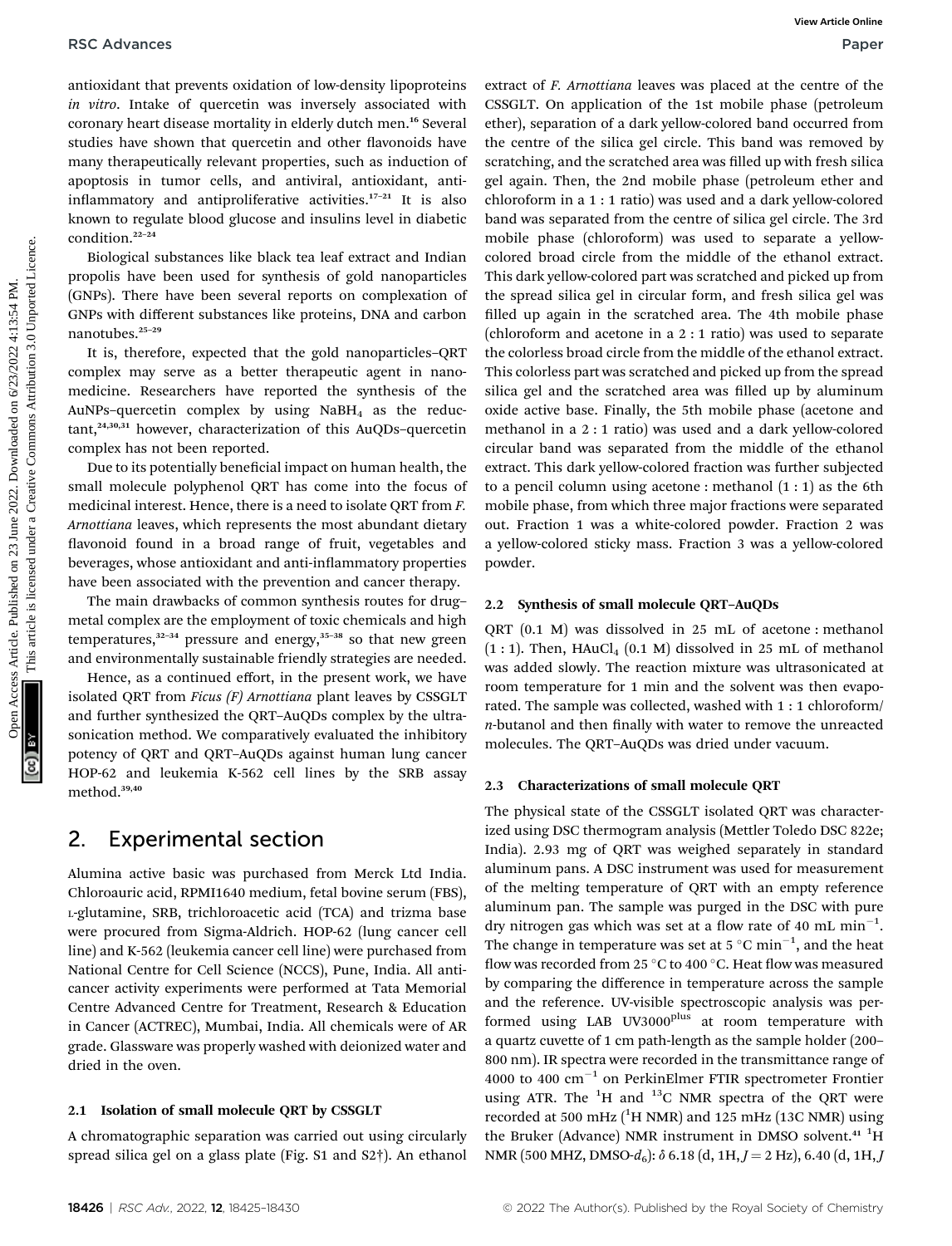antioxidant that prevents oxidation of low-density lipoproteins *in vitro*. Intake of quercetin was inversely associated with coronary heart disease mortality in elderly dutch men.[16] Several studies have shown that quercetin and other flavonoids have many therapeutically relevant properties, such as induction of apoptosis in tumor cells, and antiviral, antioxidant, anti-inflammatory and antiproliferative activities.[17–21] It is also known to regulate blood glucose and insulins level in diabetic condition.[22–24]

Biological substances like black tea leaf extract and Indian propolis have been used for synthesis of gold nanoparticles (GNPs). There have been several reports on complexation of GNPs with different substances like proteins, DNA and carbon nanotubes.[25–29]

It is, therefore, expected that the gold nanoparticles–QRT complex may serve as a better therapeutic agent in nanomedicine. Researchers have reported the synthesis of the AuNPs–quercetin complex by using $NaBH_4$ as the reductant,[24,30,31] however, characterization of this AuQDs–quercetin complex has not been reported.

Due to its potentially beneficial impact on human health, the small molecule polyphenol QRT has come into the focus of medicinal interest. Hence, there is a need to isolate QRT from *F. Arnottiana* leaves, which represents the most abundant dietary flavonoid found in a broad range of fruit, vegetables and beverages, whose antioxidant and anti-inflammatory properties have been associated with the prevention and cancer therapy.

The main drawbacks of common synthesis routes for drug–metal complex are the employment of toxic chemicals and high temperatures,[32–34] pressure and energy,[35–38] so that new green and environmentally sustainable friendly strategies are needed.

Hence, as a continued effort, in the present work, we have isolated QRT from *Ficus (F) Arnottiana* plant leaves by CSSGLT and further synthesized the QRT–AuQDs complex by the ultrasonication method. We comparatively evaluated the inhibitory potency of QRT and QRT–AuQDs against human lung cancer HOP-62 and leukemia K-562 cell lines by the SRB assay method.[39,40]

# 2. Experimental section

Alumina active basic was purchased from Merck Ltd India. Chloroauric acid, RPMI1640 medium, fetal bovine serum (FBS), L-glutamine, SRB, trichloroacetic acid (TCA) and trizma base were procured from Sigma-Aldrich. HOP-62 (lung cancer cell line) and K-562 (leukemia cancer cell line) were purchased from National Centre for Cell Science (NCCS), Pune, India. All anticancer activity experiments were performed at Tata Memorial Centre Advanced Centre for Treatment, Research & Education in Cancer (ACTREC), Mumbai, India. All chemicals were of AR grade. Glassware was properly washed with deionized water and dried in the oven.

## 2.1 Isolation of small molecule QRT by CSSGLT

A chromatographic separation was carried out using circularly spread silica gel on a glass plate (Fig. S1 and S2†). An ethanol extract of *F. Arnottiana* leaves was placed at the centre of the CSSGLT. On application of the 1st mobile phase (petroleum ether), separation of a dark yellow-colored band occurred from the centre of the silica gel circle. This band was removed by scratching, and the scratched area was filled up with fresh silica gel again. Then, the 2nd mobile phase (petroleum ether and chloroform in a 1 : 1 ratio) was used and a dark yellow-colored band was separated from the centre of silica gel circle. The 3rd mobile phase (chloroform) was used to separate a yellow-colored broad circle from the middle of the ethanol extract. This dark yellow-colored part was scratched and picked up from the spread silica gel in circular form, and fresh silica gel was filled up again in the scratched area. The 4th mobile phase (chloroform and acetone in a 2 : 1 ratio) was used to separate the colorless broad circle from the middle of the ethanol extract. This colorless part was scratched and picked up from the spread silica gel and the scratched area was filled up by aluminum oxide active base. Finally, the 5th mobile phase (acetone and methanol in a 2 : 1 ratio) was used and a dark yellow-colored circular band was separated from the middle of the ethanol extract. This dark yellow-colored fraction was further subjected to a pencil column using acetone : methanol (1 : 1) as the 6th mobile phase, from which three major fractions were separated out. Fraction 1 was a white-colored powder. Fraction 2 was a yellow-colored sticky mass. Fraction 3 was a yellow-colored powder.

## 2.2 Synthesis of small molecule QRT–AuQDs

QRT (0.1 M) was dissolved in 25 mL of acetone : methanol (1 : 1). Then, $HAuCl_4$ (0.1 M) dissolved in 25 mL of methanol was added slowly. The reaction mixture was ultrasonicated at room temperature for 1 min and the solvent was then evaporated. The sample was collected, washed with 1 : 1 chloroform/*n*-butanol and then finally with water to remove the unreacted molecules. The QRT–AuQDs was dried under vacuum.

## 2.3 Characterizations of small molecule QRT

The physical state of the CSSGLT isolated QRT was characterized using DSC thermogram analysis (Mettler Toledo DSC 822e; India). 2.93 mg of QRT was weighed separately in standard aluminum pans. A DSC instrument was used for measurement of the melting temperature of QRT with an empty reference aluminum pan. The sample was purged in the DSC with pure dry nitrogen gas which was set at a flow rate of 40 mL $min^{-1}$. The change in temperature was set at 5 °C $min^{-1}$, and the heat flow was recorded from 25 °C to 400 °C. Heat flow was measured by comparing the difference in temperature across the sample and the reference. UV-visible spectroscopic analysis was performed using LAB UV3000$^{plus}$ at room temperature with a quartz cuvette of 1 cm path-length as the sample holder (200–800 nm). IR spectra were recorded in the transmittance range of 4000 to 400 $cm^{-1}$ on PerkinElmer FTIR spectrometer Frontier using ATR. The $^{1}H$ and $^{13}C$ NMR spectra of the QRT were recorded at 500 mHz ($^{1}H$ NMR) and 125 mHz (13C NMR) using the Bruker (Advance) NMR instrument in DMSO solvent.[41] $^{1}H$ NMR (500 MHZ, DMSO-$d_6$): δ 6.18 (d, 1H, $J$ = 2 Hz), 6.40 (d, 1H, $J$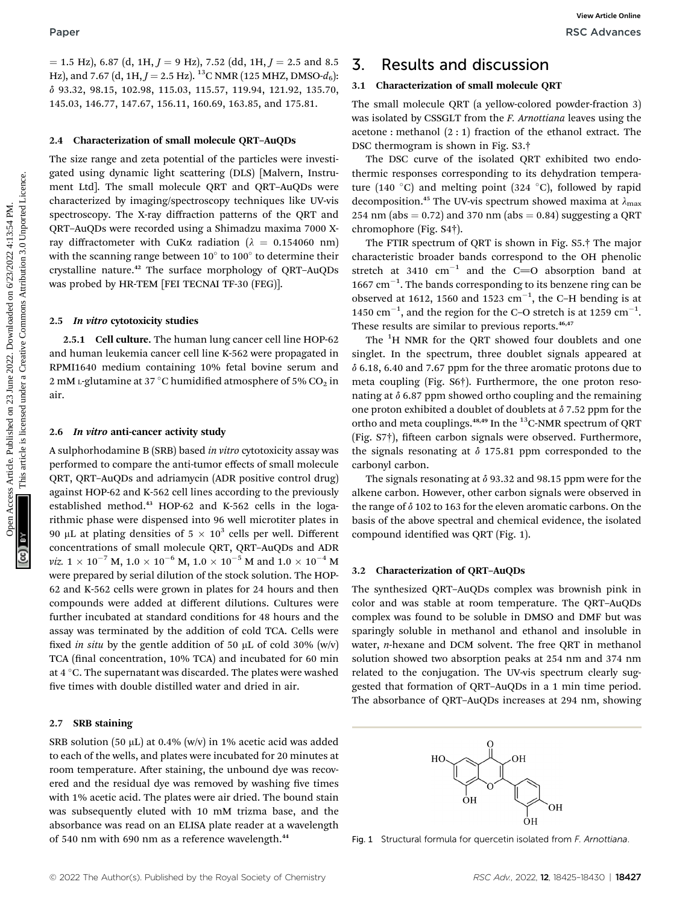= 1.5 Hz), 6.87 (d, 1H, $J$ = 9 Hz), 7.52 (dd, 1H, $J$ = 2.5 and 8.5 Hz), and 7.67 (d, 1H, $J$ = 2.5 Hz). $^{13}$C NMR (125 MHZ, DMSO-$d_6$): δ 93.32, 98.15, 102.98, 115.03, 115.57, 119.94, 121.92, 135.70, 145.03, 146.77, 147.67, 156.11, 160.69, 163.85, and 175.81.

### 2.4 Characterization of small molecule QRT–AuQDs

The size range and zeta potential of the particles were investigated using dynamic light scattering (DLS) [Malvern, Instrument Ltd]. The small molecule QRT and QRT–AuQDs were characterized by imaging/spectroscopy techniques like UV-vis spectroscopy. The X-ray diffraction patterns of the QRT and QRT–AuQDs were recorded using a Shimadzu maxima 7000 X-ray diffractometer with CuKα radiation (λ = 0.154060 nm) with the scanning range between 10° to 100° to determine their crystalline nature.[42] The surface morphology of QRT–AuQDs was probed by HR-TEM [FEI TECNAI TF-30 (FEG)].

### 2.5 *In vitro* cytotoxicity studies

**2.5.1 Cell culture.** The human lung cancer cell line HOP-62 and human leukemia cancer cell line K-562 were propagated in RPMI1640 medium containing 10% fetal bovine serum and 2 mM L-glutamine at 37 °C humidified atmosphere of 5% $CO_2$ in air.

### 2.6 *In vitro* anti-cancer activity study

A sulphorhodamine B (SRB) based *in vitro* cytotoxicity assay was performed to compare the anti-tumor effects of small molecule QRT, QRT–AuQDs and adriamycin (ADR positive control drug) against HOP-62 and K-562 cell lines according to the previously established method.[43] HOP-62 and K-562 cells in the logarithmic phase were dispensed into 96 well microtiter plates in 90 μL at plating densities of $5 \times 10^3$ cells per well. Different concentrations of small molecule QRT, QRT–AuQDs and ADR *viz.* $1 \times 10^{-7}$ M, $1.0 \times 10^{-6}$ M, $1.0 \times 10^{-5}$ M and $1.0 \times 10^{-4}$ M were prepared by serial dilution of the stock solution. The HOP-62 and K-562 cells were grown in plates for 24 hours and then compounds were added at different dilutions. Cultures were further incubated at standard conditions for 48 hours and the assay was terminated by the addition of cold TCA. Cells were fixed *in situ* by the gentle addition of 50 μL of cold 30% (w/v) TCA (final concentration, 10% TCA) and incubated for 60 min at 4 °C. The supernatant was discarded. The plates were washed five times with double distilled water and dried in air.

### 2.7 SRB staining

SRB solution (50 μL) at 0.4% (w/v) in 1% acetic acid was added to each of the wells, and plates were incubated for 20 minutes at room temperature. After staining, the unbound dye was recovered and the residual dye was removed by washing five times with 1% acetic acid. The plates were air dried. The bound stain was subsequently eluted with 10 mM trizma base, and the absorbance was read on an ELISA plate reader at a wavelength of 540 nm with 690 nm as a reference wavelength.[44]

## 3. Results and discussion

### 3.1 Characterization of small molecule QRT

The small molecule QRT (a yellow-colored powder-fraction 3) was isolated by CSSGLT from the *F. Arnottiana* leaves using the acetone : methanol (2 : 1) fraction of the ethanol extract. The DSC thermogram is shown in Fig. S3.†

The DSC curve of the isolated QRT exhibited two endothermic responses corresponding to its dehydration temperature (140 °C) and melting point (324 °C), followed by rapid decomposition.[45] The UV-vis spectrum showed maxima at $\lambda_{max}$ 254 nm (abs = 0.72) and 370 nm (abs = 0.84) suggesting a QRT chromophore (Fig. S4†).

The FTIR spectrum of QRT is shown in Fig. S5.† The major characteristic broader bands correspond to the OH phenolic stretch at 3410 cm$^{-1}$ and the C=O absorption band at 1667 cm$^{-1}$. The bands corresponding to its benzene ring can be observed at 1612, 1560 and 1523 cm$^{-1}$, the C–H bending is at 1450 cm$^{-1}$, and the region for the C–O stretch is at 1259 cm$^{-1}$. These results are similar to previous reports.[46,47]

The $^1$H NMR for the QRT showed four doublets and one singlet. In the spectrum, three doublet signals appeared at δ 6.18, 6.40 and 7.67 ppm for the three aromatic protons due to meta coupling (Fig. S6†). Furthermore, the one proton resonating at δ 6.87 ppm showed ortho coupling and the remaining one proton exhibited a doublet of doublets at δ 7.52 ppm for the ortho and meta couplings.[48,49] In the $^{13}$C-NMR spectrum of QRT (Fig. S7†), fifteen carbon signals were observed. Furthermore, the signals resonating at δ 175.81 ppm corresponded to the carbonyl carbon.

The signals resonating at δ 93.32 and 98.15 ppm were for the alkene carbon. However, other carbon signals were observed in the range of δ 102 to 163 for the eleven aromatic carbons. On the basis of the above spectral and chemical evidence, the isolated compound identified was QRT (Fig. 1).

### 3.2 Characterization of QRT–AuQDs

The synthesized QRT–AuQDs complex was brownish pink in color and was stable at room temperature. The QRT–AuQDs complex was found to be soluble in DMSO and DMF but was sparingly soluble in methanol and ethanol and insoluble in water, *n*-hexane and DCM solvent. The free QRT in methanol solution showed two absorption peaks at 254 nm and 374 nm related to the conjugation. The UV-vis spectrum clearly suggested that formation of QRT–AuQDs in a 1 min time period. The absorbance of QRT–AuQDs increases at 294 nm, showing

Fig. 1 Structural formula for quercetin isolated from *F. Arnottiana*.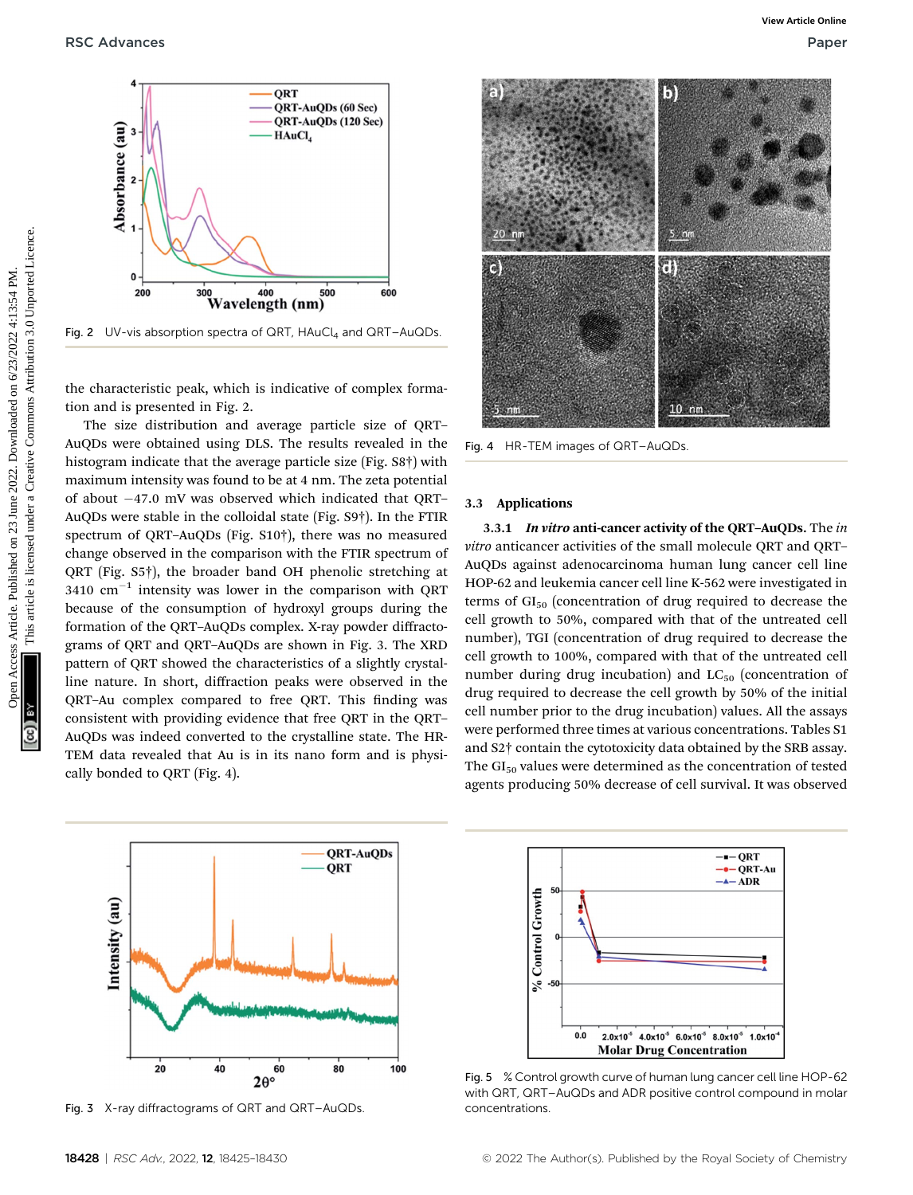Fig. 2 UV-vis absorption spectra of QRT, $HAuCl_4$ and QRT–AuQDs.

the characteristic peak, which is indicative of complex formation and is presented in Fig. 2.

The size distribution and average particle size of QRT–AuQDs were obtained using DLS. The results revealed in the histogram indicate that the average particle size (Fig. S8†) with maximum intensity was found to be at 4 nm. The zeta potential of about −47.0 mV was observed which indicated that QRT–AuQDs were stable in the colloidal state (Fig. S9†). In the FTIR spectrum of QRT–AuQDs (Fig. S10†), there was no measured change observed in the comparison with the FTIR spectrum of QRT (Fig. S5†), the broader band OH phenolic stretching at 3410 $cm^{-1}$ intensity was lower in the comparison with QRT because of the consumption of hydroxyl groups during the formation of the QRT–AuQDs complex. X-ray powder diffractograms of QRT and QRT–AuQDs are shown in Fig. 3. The XRD pattern of QRT showed the characteristics of a slightly crystalline nature. In short, diffraction peaks were observed in the QRT–Au complex compared to free QRT. This finding was consistent with providing evidence that free QRT in the QRT–AuQDs was indeed converted to the crystalline state. The HR-TEM data revealed that Au is in its nano form and is physically bonded to QRT (Fig. 4).

Fig. 3 X-ray diffractograms of QRT and QRT–AuQDs.

Fig. 4 HR-TEM images of QRT–AuQDs.

## 3.3 Applications

**3.3.1 *In vitro* anti-cancer activity of the QRT–AuQDs.** The *in vitro* anticancer activities of the small molecule QRT and QRT–AuQDs against adenocarcinoma human lung cancer cell line HOP-62 and leukemia cancer cell line K-562 were investigated in terms of $GI_{50}$ (concentration of drug required to decrease the cell growth to 50%, compared with that of the untreated cell number), TGI (concentration of drug required to decrease the cell growth to 100%, compared with that of the untreated cell number during drug incubation) and $LC_{50}$ (concentration of drug required to decrease the cell growth by 50% of the initial cell number prior to the drug incubation) values. All the assays were performed three times at various concentrations. Tables S1 and S2† contain the cytotoxicity data obtained by the SRB assay. The $GI_{50}$ values were determined as the concentration of tested agents producing 50% decrease of cell survival. It was observed

Fig. 5 % Control growth curve of human lung cancer cell line HOP-62 with QRT, QRT–AuQDs and ADR positive control compound in molar concentrations.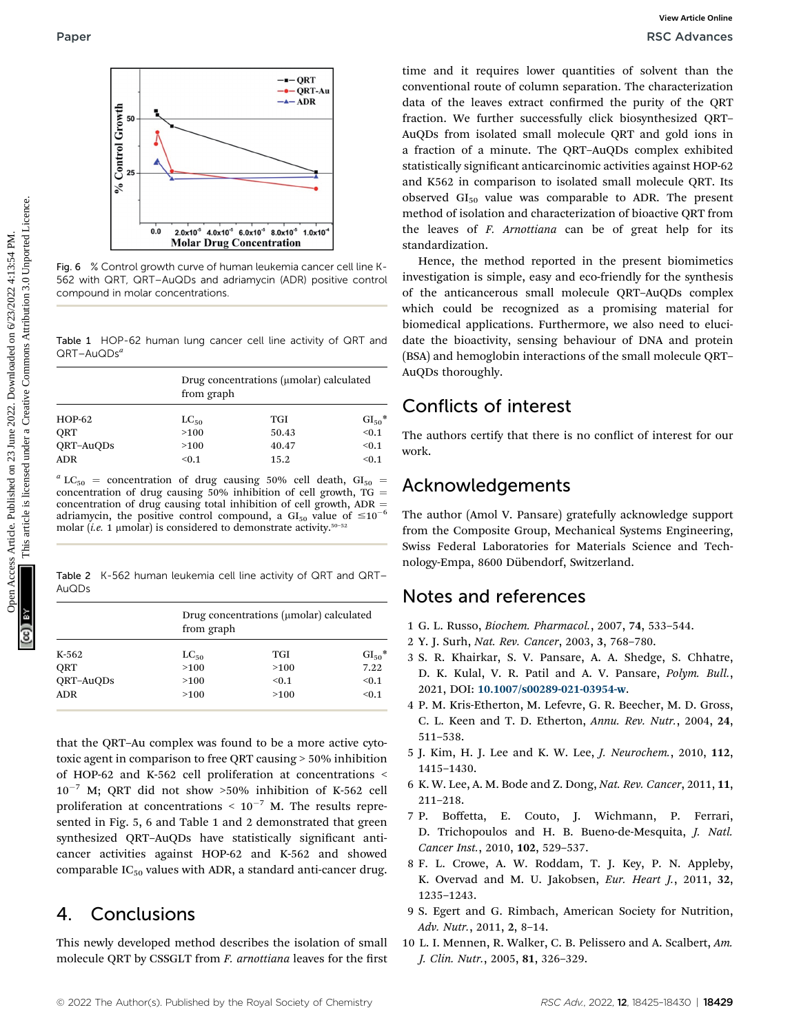Fig. 6 % Control growth curve of human leukemia cancer cell line K-562 with QRT, QRT–AuQDs and adriamycin (ADR) positive control compound in molar concentrations.

Table 1 HOP-62 human lung cancer cell line activity of QRT and QRT–AuQDs[a]

| | Drug concentrations (μmolar) calculated from graph | | |
|---|---|---|---|
| HOP-62 | $LC_{50}$ | TGI | $GI_{50}$* |
| QRT | >100 | 50.43 | <0.1 |
| QRT–AuQDs | >100 | 40.47 | <0.1 |
| ADR | <0.1 | 15.2 | <0.1 |

[a] $LC_{50}$ = concentration of drug causing 50% cell death, $GI_{50}$ = concentration of drug causing 50% inhibition of cell growth, TG = concentration of drug causing total inhibition of cell growth, ADR = adriamycin, the positive control compound, a $GI_{50}$ value of $\leq 10^{-6}$ molar (*i.e.* 1 μmolar) is considered to demonstrate activity.[50–52]

Table 2 K-562 human leukemia cell line activity of QRT and QRT–AuQDs

| | Drug concentrations (μmolar) calculated from graph | | |
|---|---|---|---|
| K-562 | $LC_{50}$ | TGI | $GI_{50}$* |
| QRT | >100 | >100 | 7.22 |
| QRT–AuQDs | >100 | <0.1 | <0.1 |
| ADR | >100 | >100 | <0.1 |

that the QRT–Au complex was found to be a more active cytotoxic agent in comparison to free QRT causing > 50% inhibition of HOP-62 and K-562 cell proliferation at concentrations < $10^{-7}$ M; QRT did not show >50% inhibition of K-562 cell proliferation at concentrations < $10^{-7}$ M. The results represented in Fig. 5, 6 and Table 1 and 2 demonstrated that green synthesized QRT–AuQDs have statistically significant anticancer activities against HOP-62 and K-562 and showed comparable $IC_{50}$ values with ADR, a standard anti-cancer drug.

## 4. Conclusions

This newly developed method describes the isolation of small molecule QRT by CSSGLT from *F. arnottiana* leaves for the first time and it requires lower quantities of solvent than the conventional route of column separation. The characterization data of the leaves extract confirmed the purity of the QRT fraction. We further successfully click biosynthesized QRT–AuQDs from isolated small molecule QRT and gold ions in a fraction of a minute. The QRT–AuQDs complex exhibited statistically significant anticarcinomic activities against HOP-62 and K562 in comparison to isolated small molecule QRT. Its observed $GI_{50}$ value was comparable to ADR. The present method of isolation and characterization of bioactive QRT from the leaves of *F. Arnottiana* can be of great help for its standardization.

Hence, the method reported in the present biomimetics investigation is simple, easy and eco-friendly for the synthesis of the anticancerous small molecule QRT–AuQDs complex which could be recognized as a promising material for biomedical applications. Furthermore, we also need to elucidate the bioactivity, sensing behaviour of DNA and protein (BSA) and hemoglobin interactions of the small molecule QRT–AuQDs thoroughly.

## Conflicts of interest

The authors certify that there is no conflict of interest for our work.

## Acknowledgements

The author (Amol V. Pansare) gratefully acknowledge support from the Composite Group, Mechanical Systems Engineering, Swiss Federal Laboratories for Materials Science and Technology-Empa, 8600 Dübendorf, Switzerland.

## Notes and references

1. G. L. Russo, *Biochem. Pharmacol.*, 2007, **74**, 533–544.
2. Y. J. Surh, *Nat. Rev. Cancer*, 2003, **3**, 768–780.
3. S. R. Khairkar, S. V. Pansare, A. A. Shedge, S. Chhatre, D. K. Kulal, V. R. Patil and A. V. Pansare, *Polym. Bull.*, 2021, DOI: 10.1007/s00289-021-03954-w.
4. P. M. Kris-Etherton, M. Lefevre, G. R. Beecher, M. D. Gross, C. L. Keen and T. D. Etherton, *Annu. Rev. Nutr.*, 2004, **24**, 511–538.
5. J. Kim, H. J. Lee and K. W. Lee, *J. Neurochem.*, 2010, **112**, 1415–1430.
6. K. W. Lee, A. M. Bode and Z. Dong, *Nat. Rev. Cancer*, 2011, **11**, 211–218.
7. P. Boffetta, E. Couto, J. Wichmann, P. Ferrari, D. Trichopoulos and H. B. Bueno-de-Mesquita, *J. Natl. Cancer Inst.*, 2010, **102**, 529–537.
8. F. L. Crowe, A. W. Roddam, T. J. Key, P. N. Appleby, K. Overvad and M. U. Jakobsen, *Eur. Heart J.*, 2011, **32**, 1235–1243.
9. S. Egert and G. Rimbach, American Society for Nutrition, *Adv. Nutr.*, 2011, **2**, 8–14.
10. L. I. Mennen, R. Walker, C. B. Pelissero and A. Scalbert, *Am. J. Clin. Nutr.*, 2005, **81**, 326–329.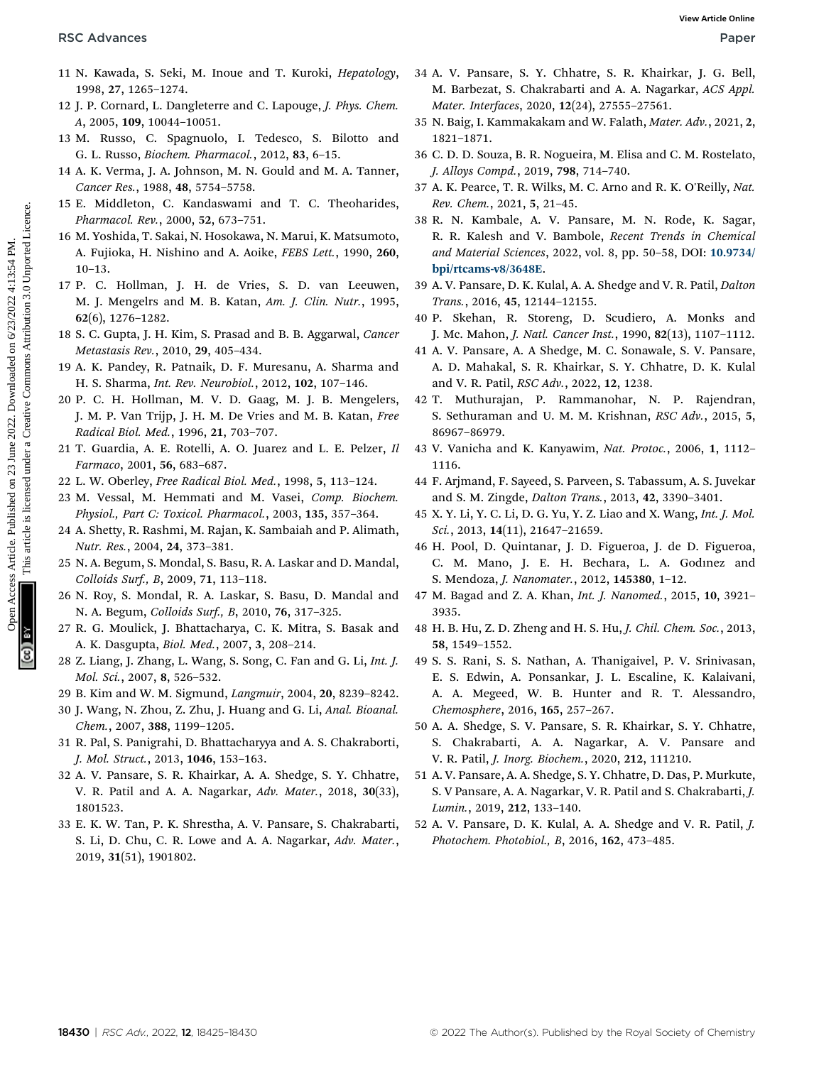11 N. Kawada, S. Seki, M. Inoue and T. Kuroki, *Hepatology*, 1998, **27**, 1265–1274.

12 J. P. Cornard, L. Dangleterre and C. Lapouge, *J. Phys. Chem. A*, 2005, **109**, 10044–10051.

13 M. Russo, C. Spagnuolo, I. Tedesco, S. Bilotto and G. L. Russo, *Biochem. Pharmacol.*, 2012, **83**, 6–15.

14 A. K. Verma, J. A. Johnson, M. N. Gould and M. A. Tanner, *Cancer Res.*, 1988, **48**, 5754–5758.

15 E. Middleton, C. Kandaswami and T. C. Theoharides, *Pharmacol. Rev.*, 2000, **52**, 673–751.

16 M. Yoshida, T. Sakai, N. Hosokawa, N. Marui, K. Matsumoto, A. Fujioka, H. Nishino and A. Aoike, *FEBS Lett.*, 1990, **260**, 10–13.

17 P. C. Hollman, J. H. de Vries, S. D. van Leeuwen, M. J. Mengelrs and M. B. Katan, *Am. J. Clin. Nutr.*, 1995, **62**(6), 1276–1282.

18 S. C. Gupta, J. H. Kim, S. Prasad and B. B. Aggarwal, *Cancer Metastasis Rev.*, 2010, **29**, 405–434.

19 A. K. Pandey, R. Patnaik, D. F. Muresanu, A. Sharma and H. S. Sharma, *Int. Rev. Neurobiol.*, 2012, **102**, 107–146.

20 P. C. H. Hollman, M. V. D. Gaag, M. J. B. Mengelers, J. M. P. Van Trijp, J. H. M. De Vries and M. B. Katan, *Free Radical Biol. Med.*, 1996, **21**, 703–707.

21 T. Guardia, A. E. Rotelli, A. O. Juarez and L. E. Pelzer, *Il Farmaco*, 2001, **56**, 683–687.

22 L. W. Oberley, *Free Radical Biol. Med.*, 1998, **5**, 113–124.

23 M. Vessal, M. Hemmati and M. Vasei, *Comp. Biochem. Physiol., Part C: Toxicol. Pharmacol.*, 2003, **135**, 357–364.

24 A. Shetty, R. Rashmi, M. Rajan, K. Sambaiah and P. Alimath, *Nutr. Res.*, 2004, **24**, 373–381.

25 N. A. Begum, S. Mondal, S. Basu, R. A. Laskar and D. Mandal, *Colloids Surf., B*, 2009, **71**, 113–118.

26 N. Roy, S. Mondal, R. A. Laskar, S. Basu, D. Mandal and N. A. Begum, *Colloids Surf., B*, 2010, **76**, 317–325.

27 R. G. Moulick, J. Bhattacharya, C. K. Mitra, S. Basak and A. K. Dasgupta, *Biol. Med.*, 2007, **3**, 208–214.

28 Z. Liang, J. Zhang, L. Wang, S. Song, C. Fan and G. Li, *Int. J. Mol. Sci.*, 2007, **8**, 526–532.

29 B. Kim and W. M. Sigmund, *Langmuir*, 2004, **20**, 8239–8242.

30 J. Wang, N. Zhou, Z. Zhu, J. Huang and G. Li, *Anal. Bioanal. Chem.*, 2007, **388**, 1199–1205.

31 R. Pal, S. Panigrahi, D. Bhattacharyya and A. S. Chakraborti, *J. Mol. Struct.*, 2013, **1046**, 153–163.

32 A. V. Pansare, S. R. Khairkar, A. A. Shedge, S. Y. Chhatre, V. R. Patil and A. A. Nagarkar, *Adv. Mater.*, 2018, **30**(33), 1801523.

33 E. K. W. Tan, P. K. Shrestha, A. V. Pansare, S. Chakrabarti, S. Li, D. Chu, C. R. Lowe and A. A. Nagarkar, *Adv. Mater.*, 2019, **31**(51), 1901802.

34 A. V. Pansare, S. Y. Chhatre, S. R. Khairkar, J. G. Bell, M. Barbezat, S. Chakrabarti and A. A. Nagarkar, *ACS Appl. Mater. Interfaces*, 2020, **12**(24), 27555–27561.

35 N. Baig, I. Kammakakam and W. Falath, *Mater. Adv.*, 2021, **2**, 1821–1871.

36 C. D. D. Souza, B. R. Nogueira, M. Elisa and C. M. Rostelato, *J. Alloys Compd.*, 2019, **798**, 714–740.

37 A. K. Pearce, T. R. Wilks, M. C. Arno and R. K. O'Reilly, *Nat. Rev. Chem.*, 2021, **5**, 21–45.

38 R. N. Kambale, A. V. Pansare, M. N. Rode, K. Sagar, R. R. Kalesh and V. Bambole, *Recent Trends in Chemical and Material Sciences*, 2022, vol. 8, pp. 50–58, DOI: 10.9734/bpi/rtcams-v8/3648E.

39 A. V. Pansare, D. K. Kulal, A. A. Shedge and V. R. Patil, *Dalton Trans.*, 2016, **45**, 12144–12155.

40 P. Skehan, R. Storeng, D. Scudiero, A. Monks and J. Mc. Mahon, *J. Natl. Cancer Inst.*, 1990, **82**(13), 1107–1112.

41 A. V. Pansare, A. A Shedge, M. C. Sonawale, S. V. Pansare, A. D. Mahakal, S. R. Khairkar, S. Y. Chhatre, D. K. Kulal and V. R. Patil, *RSC Adv.*, 2022, **12**, 1238.

42 T. Muthurajan, P. Rammanohar, N. P. Rajendran, S. Sethuraman and U. M. M. Krishnan, *RSC Adv.*, 2015, **5**, 86967–86979.

43 V. Vanicha and K. Kanyawim, *Nat. Protoc.*, 2006, **1**, 1112–1116.

44 F. Arjmand, F. Sayeed, S. Parveen, S. Tabassum, A. S. Juvekar and S. M. Zingde, *Dalton Trans.*, 2013, **42**, 3390–3401.

45 X. Y. Li, Y. C. Li, D. G. Yu, Y. Z. Liao and X. Wang, *Int. J. Mol. Sci.*, 2013, **14**(11), 21647–21659.

46 H. Pool, D. Quintanar, J. D. Figueroa, J. de D. Figueroa, C. M. Mano, J. E. H. Bechara, L. A. Godınez and S. Mendoza, *J. Nanomater.*, 2012, **145380**, 1–12.

47 M. Bagad and Z. A. Khan, *Int. J. Nanomed.*, 2015, **10**, 3921–3935.

48 H. B. Hu, Z. D. Zheng and H. S. Hu, *J. Chil. Chem. Soc.*, 2013, **58**, 1549–1552.

49 S. S. Rani, S. S. Nathan, A. Thanigaivel, P. V. Srinivasan, E. S. Edwin, A. Ponsankar, J. L. Escaline, K. Kalaivani, A. A. Megeed, W. B. Hunter and R. T. Alessandro, *Chemosphere*, 2016, **165**, 257–267.

50 A. A. Shedge, S. V. Pansare, S. R. Khairkar, S. Y. Chhatre, S. Chakrabarti, A. A. Nagarkar, A. V. Pansare and V. R. Patil, *J. Inorg. Biochem.*, 2020, **212**, 111210.

51 A. V. Pansare, A. A. Shedge, S. Y. Chhatre, D. Das, P. Murkute, S. V Pansare, A. A. Nagarkar, V. R. Patil and S. Chakrabarti, *J. Lumin.*, 2019, **212**, 133–140.

52 A. V. Pansare, D. K. Kulal, A. A. Shedge and V. R. Patil, *J. Photochem. Photobiol., B*, 2016, **162**, 473–485.